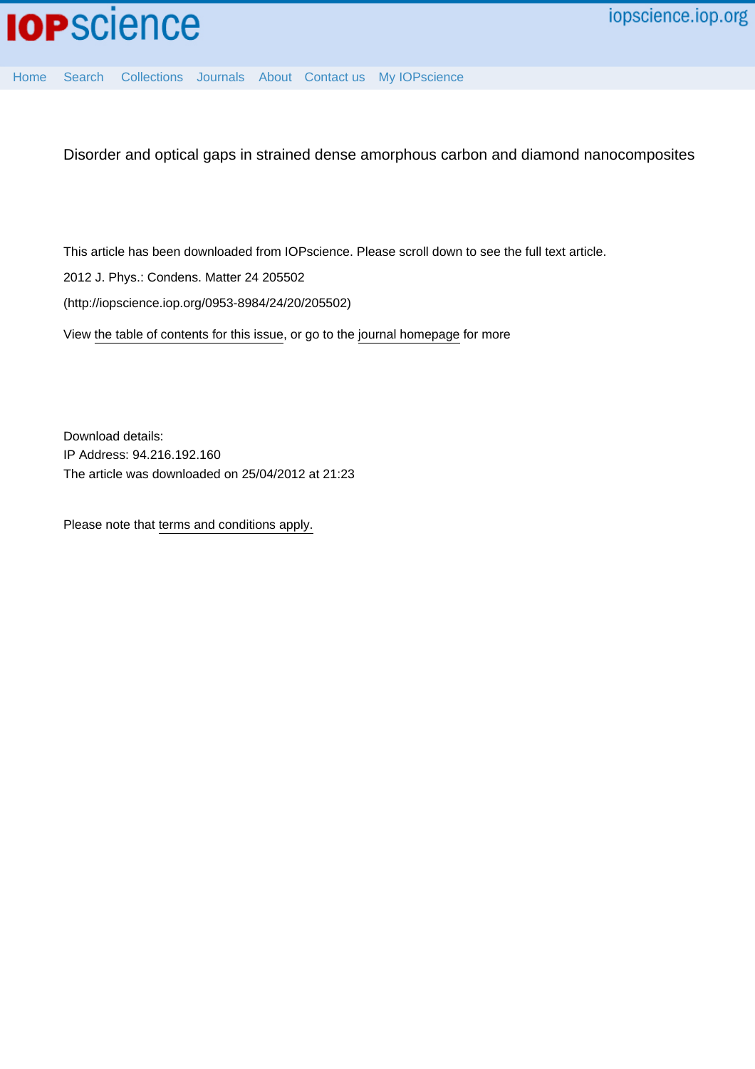# Disorder and optical gaps in strained dense amorphous carbon and diamond nanocomposites

This article has been downloaded from IOPscience. Please scroll down to see the full text article.

2012 J. Phys.: Condens. Matter 24 205502

(http://iopscience.iop.org/0953-8984/24/20/205502)

View the table of contents for this issue, or go to the journal homepage for more

Download details:
IP Address: 94.216.192.160
The article was downloaded on 25/04/2012 at 21:23

Please note that terms and conditions apply.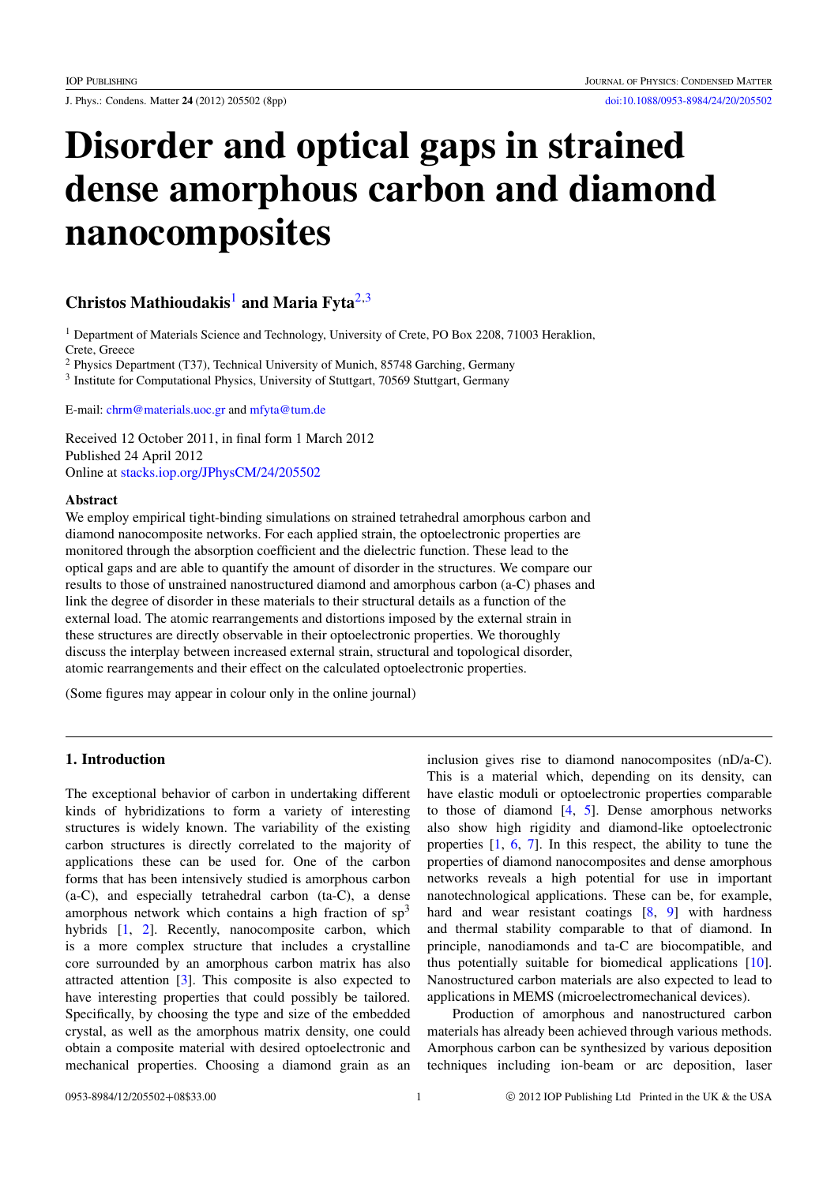# Disorder and optical gaps in strained dense amorphous carbon and diamond nanocomposites

## Christos Mathioudakis[1] and Maria Fyta[2,3]

[1] Department of Materials Science and Technology, University of Crete, PO Box 2208, 71003 Heraklion, Crete, Greece

[2] Physics Department (T37), Technical University of Munich, 85748 Garching, Germany

[3] Institute for Computational Physics, University of Stuttgart, 70569 Stuttgart, Germany

E-mail: chrm@materials.uoc.gr and mfyta@tum.de

Received 12 October 2011, in final form 1 March 2012
Published 24 April 2012
Online at stacks.iop.org/JPhysCM/24/205502

### Abstract

We employ empirical tight-binding simulations on strained tetrahedral amorphous carbon and diamond nanocomposite networks. For each applied strain, the optoelectronic properties are monitored through the absorption coefficient and the dielectric function. These lead to the optical gaps and are able to quantify the amount of disorder in the structures. We compare our results to those of unstrained nanostructured diamond and amorphous carbon (a-C) phases and link the degree of disorder in these materials to their structural details as a function of the external load. The atomic rearrangements and distortions imposed by the external strain in these structures are directly observable in their optoelectronic properties. We thoroughly discuss the interplay between increased external strain, structural and topological disorder, atomic rearrangements and their effect on the calculated optoelectronic properties.

(Some figures may appear in colour only in the online journal)

## 1. Introduction

The exceptional behavior of carbon in undertaking different kinds of hybridizations to form a variety of interesting structures is widely known. The variability of the existing carbon structures is directly correlated to the majority of applications these can be used for. One of the carbon forms that has been intensively studied is amorphous carbon (a-C), and especially tetrahedral carbon (ta-C), a dense amorphous network which contains a high fraction of $sp^3$ hybrids [1, 2]. Recently, nanocomposite carbon, which is a more complex structure that includes a crystalline core surrounded by an amorphous carbon matrix has also attracted attention [3]. This composite is also expected to have interesting properties that could possibly be tailored. Specifically, by choosing the type and size of the embedded crystal, as well as the amorphous matrix density, one could obtain a composite material with desired optoelectronic and mechanical properties. Choosing a diamond grain as an inclusion gives rise to diamond nanocomposites (nD/a-C). This is a material which, depending on its density, can have elastic moduli or optoelectronic properties comparable to those of diamond [4, 5]. Dense amorphous networks also show high rigidity and diamond-like optoelectronic properties [1, 6, 7]. In this respect, the ability to tune the properties of diamond nanocomposites and dense amorphous networks reveals a high potential for use in important nanotechnological applications. These can be, for example, hard and wear resistant coatings [8, 9] with hardness and thermal stability comparable to that of diamond. In principle, nanodiamonds and ta-C are biocompatible, and thus potentially suitable for biomedical applications [10]. Nanostructured carbon materials are also expected to lead to applications in MEMS (microelectromechanical devices).

Production of amorphous and nanostructured carbon materials has already been achieved through various methods. Amorphous carbon can be synthesized by various deposition techniques including ion-beam or arc deposition, laser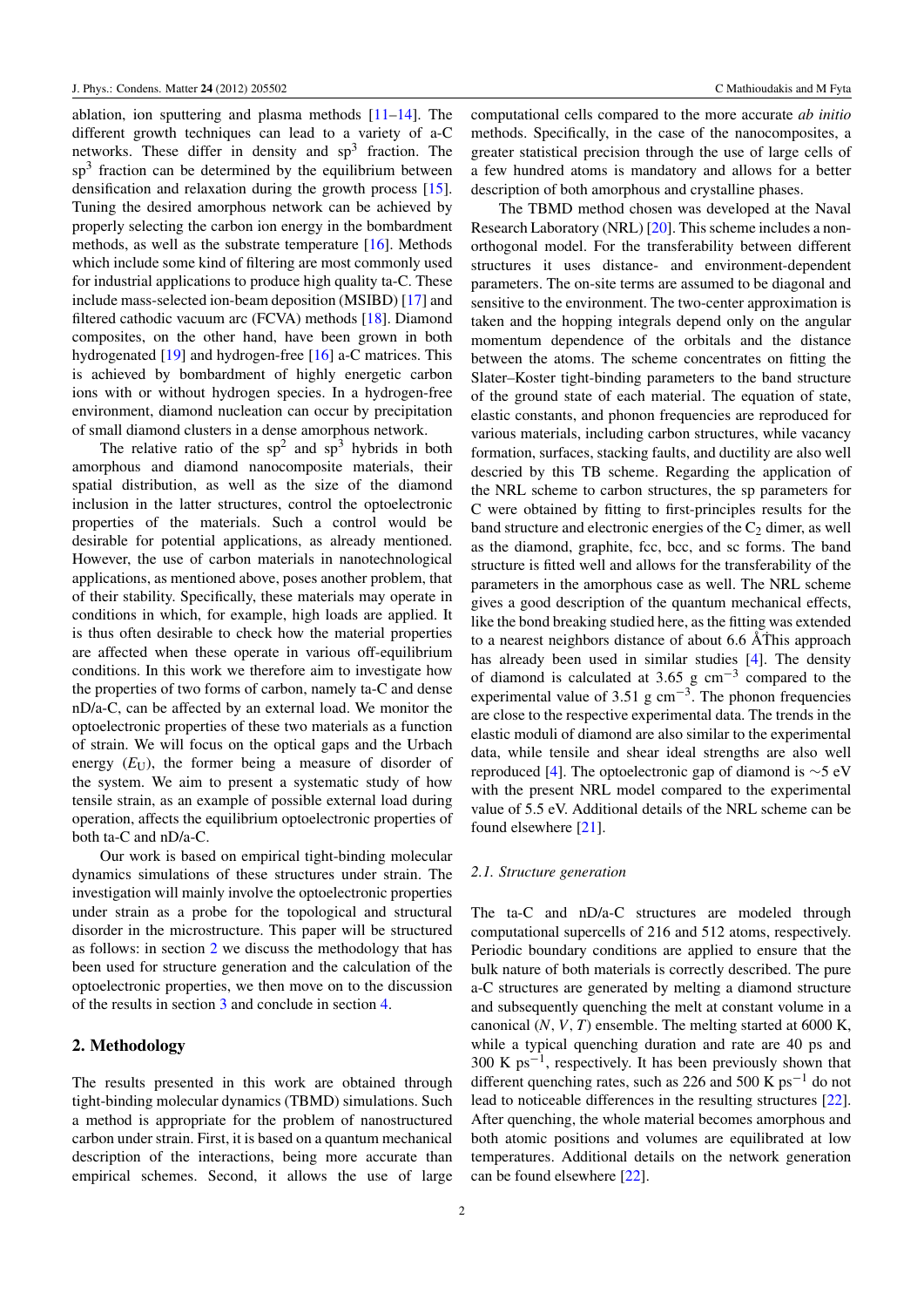ablation, ion sputtering and plasma methods [11–14]. The different growth techniques can lead to a variety of a-C networks. These differ in density and $sp^3$ fraction. The $sp^3$ fraction can be determined by the equilibrium between densification and relaxation during the growth process [15]. Tuning the desired amorphous network can be achieved by properly selecting the carbon ion energy in the bombardment methods, as well as the substrate temperature [16]. Methods which include some kind of filtering are most commonly used for industrial applications to produce high quality ta-C. These include mass-selected ion-beam deposition (MSIBD) [17] and filtered cathodic vacuum arc (FCVA) methods [18]. Diamond composites, on the other hand, have been grown in both hydrogenated [19] and hydrogen-free [16] a-C matrices. This is achieved by bombardment of highly energetic carbon ions with or without hydrogen species. In a hydrogen-free environment, diamond nucleation can occur by precipitation of small diamond clusters in a dense amorphous network.

The relative ratio of the $sp^2$ and $sp^3$ hybrids in both amorphous and diamond nanocomposite materials, their spatial distribution, as well as the size of the diamond inclusion in the latter structures, control the optoelectronic properties of the materials. Such a control would be desirable for potential applications, as already mentioned. However, the use of carbon materials in nanotechnological applications, as mentioned above, poses another problem, that of their stability. Specifically, these materials may operate in conditions in which, for example, high loads are applied. It is thus often desirable to check how the material properties are affected when these operate in various off-equilibrium conditions. In this work we therefore aim to investigate how the properties of two forms of carbon, namely ta-C and dense nD/a-C, can be affected by an external load. We monitor the optoelectronic properties of these two materials as a function of strain. We will focus on the optical gaps and the Urbach energy ($E_U$), the former being a measure of disorder of the system. We aim to present a systematic study of how tensile strain, as an example of possible external load during operation, affects the equilibrium optoelectronic properties of both ta-C and nD/a-C.

Our work is based on empirical tight-binding molecular dynamics simulations of these structures under strain. The investigation will mainly involve the optoelectronic properties under strain as a probe for the topological and structural disorder in the microstructure. This paper will be structured as follows: in section 2 we discuss the methodology that has been used for structure generation and the calculation of the optoelectronic properties, we then move on to the discussion of the results in section 3 and conclude in section 4.

## 2. Methodology

The results presented in this work are obtained through tight-binding molecular dynamics (TBMD) simulations. Such a method is appropriate for the problem of nanostructured carbon under strain. First, it is based on a quantum mechanical description of the interactions, being more accurate than empirical schemes. Second, it allows the use of large computational cells compared to the more accurate *ab initio* methods. Specifically, in the case of the nanocomposites, a greater statistical precision through the use of large cells of a few hundred atoms is mandatory and allows for a better description of both amorphous and crystalline phases.

The TBMD method chosen was developed at the Naval Research Laboratory (NRL) [20]. This scheme includes a non-orthogonal model. For the transferability between different structures it uses distance- and environment-dependent parameters. The on-site terms are assumed to be diagonal and sensitive to the environment. The two-center approximation is taken and the hopping integrals depend only on the angular momentum dependence of the orbitals and the distance between the atoms. The scheme concentrates on fitting the Slater–Koster tight-binding parameters to the band structure of the ground state of each material. The equation of state, elastic constants, and phonon frequencies are reproduced for various materials, including carbon structures, while vacancy formation, surfaces, stacking faults, and ductility are also well descried by this TB scheme. Regarding the application of the NRL scheme to carbon structures, the sp parameters for C were obtained by fitting to first-principles results for the band structure and electronic energies of the $C_2$ dimer, as well as the diamond, graphite, fcc, bcc, and sc forms. The band structure is fitted well and allows for the transferability of the parameters in the amorphous case as well. The NRL scheme gives a good description of the quantum mechanical effects, like the bond breaking studied here, as the fitting was extended to a nearest neighbors distance of about 6.6 ÅThis approach has already been used in similar studies [4]. The density of diamond is calculated at 3.65 g $cm^{-3}$ compared to the experimental value of 3.51 g $cm^{-3}$. The phonon frequencies are close to the respective experimental data. The trends in the elastic moduli of diamond are also similar to the experimental data, while tensile and shear ideal strengths are also well reproduced [4]. The optoelectronic gap of diamond is ~5 eV with the present NRL model compared to the experimental value of 5.5 eV. Additional details of the NRL scheme can be found elsewhere [21].

### 2.1. Structure generation

The ta-C and nD/a-C structures are modeled through computational supercells of 216 and 512 atoms, respectively. Periodic boundary conditions are applied to ensure that the bulk nature of both materials is correctly described. The pure a-C structures are generated by melting a diamond structure and subsequently quenching the melt at constant volume in a canonical ($N$, $V$, $T$) ensemble. The melting started at 6000 K, while a typical quenching duration and rate are 40 ps and 300 K $ps^{-1}$, respectively. It has been previously shown that different quenching rates, such as 226 and 500 K $ps^{-1}$ do not lead to noticeable differences in the resulting structures [22]. After quenching, the whole material becomes amorphous and both atomic positions and volumes are equilibrated at low temperatures. Additional details on the network generation can be found elsewhere [22].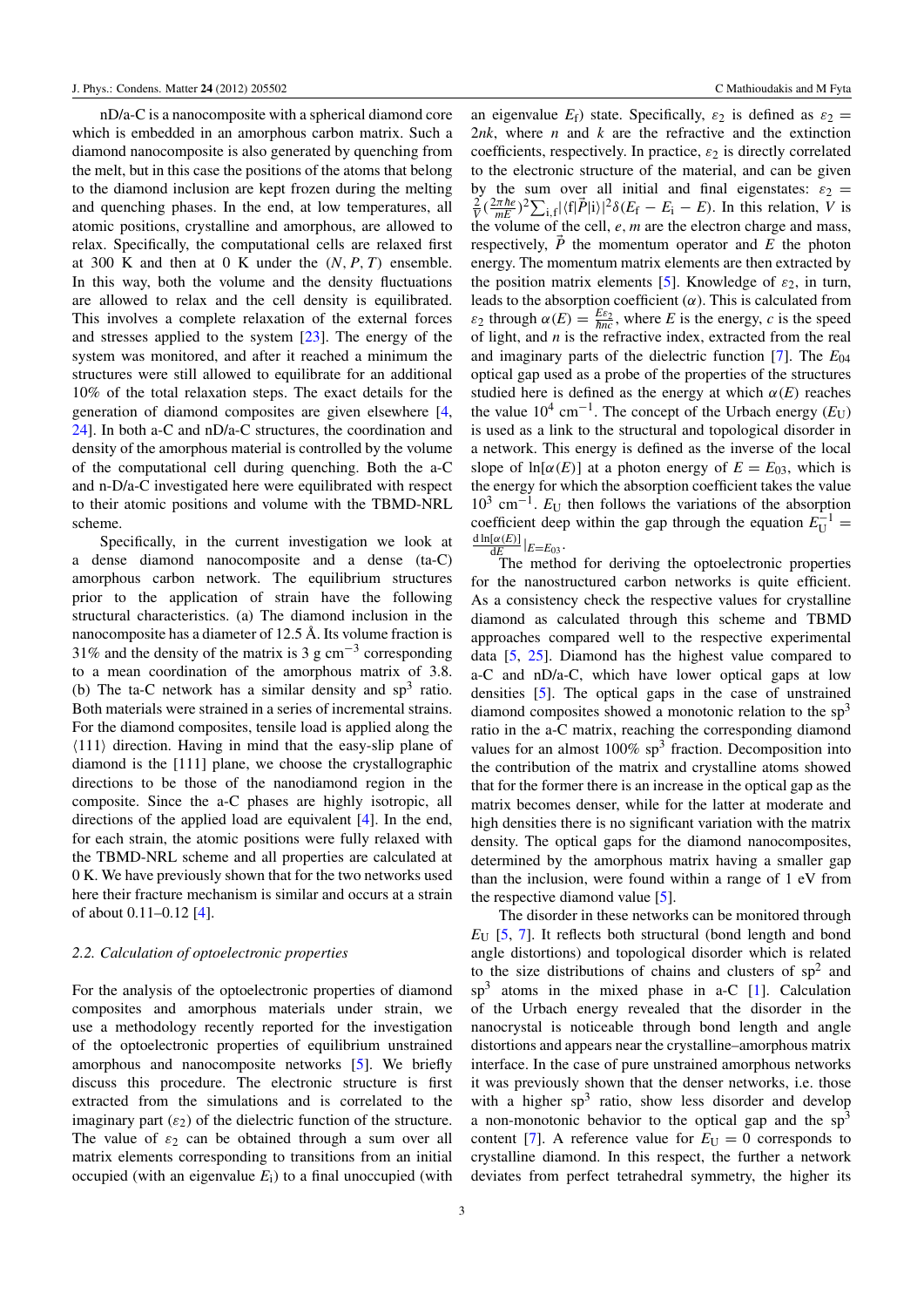nD/a-C is a nanocomposite with a spherical diamond core which is embedded in an amorphous carbon matrix. Such a diamond nanocomposite is also generated by quenching from the melt, but in this case the positions of the atoms that belong to the diamond inclusion are kept frozen during the melting and quenching phases. In the end, at low temperatures, all atomic positions, crystalline and amorphous, are allowed to relax. Specifically, the computational cells are relaxed first at 300 K and then at 0 K under the $(N, P, T)$ ensemble. In this way, both the volume and the density fluctuations are allowed to relax and the cell density is equilibrated. This involves a complete relaxation of the external forces and stresses applied to the system [23]. The energy of the system was monitored, and after it reached a minimum the structures were still allowed to equilibrate for an additional 10% of the total relaxation steps. The exact details for the generation of diamond composites are given elsewhere [4, 24]. In both a-C and nD/a-C structures, the coordination and density of the amorphous material is controlled by the volume of the computational cell during quenching. Both the a-C and n-D/a-C investigated here were equilibrated with respect to their atomic positions and volume with the TBMD-NRL scheme.

Specifically, in the current investigation we look at a dense diamond nanocomposite and a dense (ta-C) amorphous carbon network. The equilibrium structures prior to the application of strain have the following structural characteristics. (a) The diamond inclusion in the nanocomposite has a diameter of 12.5 Å. Its volume fraction is 31% and the density of the matrix is 3 g $\mathrm{cm}^{-3}$ corresponding to a mean coordination of the amorphous matrix of 3.8. (b) The ta-C network has a similar density and $\mathrm{sp}^3$ ratio. Both materials were strained in a series of incremental strains. For the diamond composites, tensile load is applied along the $\langle 111 \rangle$ direction. Having in mind that the easy-slip plane of diamond is the [111] plane, we choose the crystallographic directions to be those of the nanodiamond region in the composite. Since the a-C phases are highly isotropic, all directions of the applied load are equivalent [4]. In the end, for each strain, the atomic positions were fully relaxed with the TBMD-NRL scheme and all properties are calculated at 0 K. We have previously shown that for the two networks used here their fracture mechanism is similar and occurs at a strain of about 0.11–0.12 [4].

### 2.2. Calculation of optoelectronic properties

For the analysis of the optoelectronic properties of diamond composites and amorphous materials under strain, we use a methodology recently reported for the investigation of the optoelectronic properties of equilibrium unstrained amorphous and nanocomposite networks [5]. We briefly discuss this procedure. The electronic structure is first extracted from the simulations and is correlated to the imaginary part ($\varepsilon_2$) of the dielectric function of the structure. The value of $\varepsilon_2$ can be obtained through a sum over all matrix elements corresponding to transitions from an initial occupied (with an eigenvalue $E_\mathrm{i}$) to a final unoccupied (with an eigenvalue $E_\mathrm{f}$) state. Specifically, $\varepsilon_2$ is defined as $\varepsilon_2 = 2nk$, where $n$ and $k$ are the refractive and the extinction coefficients, respectively. In practice, $\varepsilon_2$ is directly correlated to the electronic structure of the material, and can be given by the sum over all initial and final eigenstates: $\varepsilon_2 = \frac{2}{V}(\frac{2\pi\hbar e}{mE})^2 \sum_{\mathrm{i,f}} |\langle \mathrm{f}|\vec{P}|\mathrm{i}\rangle|^2 \delta(E_\mathrm{f} - E_\mathrm{i} - E)$. In this relation, $V$ is the volume of the cell, $e$, $m$ are the electron charge and mass, respectively, $\vec{P}$ the momentum operator and $E$ the photon energy. The momentum matrix elements are then extracted by the position matrix elements [5]. Knowledge of $\varepsilon_2$, in turn, leads to the absorption coefficient ($\alpha$). This is calculated from $\varepsilon_2$ through $\alpha(E) = \frac{E\varepsilon_2}{\hbar nc}$, where $E$ is the energy, $c$ is the speed of light, and $n$ is the refractive index, extracted from the real and imaginary parts of the dielectric function [7]. The $E_{04}$ optical gap used as a probe of the properties of the structures studied here is defined as the energy at which $\alpha(E)$ reaches the value $10^4$ $\mathrm{cm}^{-1}$. The concept of the Urbach energy ($E_\mathrm{U}$) is used as a link to the structural and topological disorder in a network. This energy is defined as the inverse of the local slope of $\ln[\alpha(E)]$ at a photon energy of $E = E_{03}$, which is the energy for which the absorption coefficient takes the value $10^3$ $\mathrm{cm}^{-1}$. $E_\mathrm{U}$ then follows the variations of the absorption coefficient deep within the gap through the equation $E_\mathrm{U}^{-1} = \frac{\mathrm{d}\ln[\alpha(E)]}{\mathrm{d}E}|_{E=E_{03}}$.

The method for deriving the optoelectronic properties for the nanostructured carbon networks is quite efficient. As a consistency check the respective values for crystalline diamond as calculated through this scheme and TBMD approaches compared well to the respective experimental data [5, 25]. Diamond has the highest value compared to a-C and nD/a-C, which have lower optical gaps at low densities [5]. The optical gaps in the case of unstrained diamond composites showed a monotonic relation to the $\mathrm{sp}^3$ ratio in the a-C matrix, reaching the corresponding diamond values for an almost 100% $\mathrm{sp}^3$ fraction. Decomposition into the contribution of the matrix and crystalline atoms showed that for the former there is an increase in the optical gap as the matrix becomes denser, while for the latter at moderate and high densities there is no significant variation with the matrix density. The optical gaps for the diamond nanocomposites, determined by the amorphous matrix having a smaller gap than the inclusion, were found within a range of 1 eV from the respective diamond value [5].

The disorder in these networks can be monitored through $E_\mathrm{U}$ [5, 7]. It reflects both structural (bond length and bond angle distortions) and topological disorder which is related to the size distributions of chains and clusters of $\mathrm{sp}^2$ and $\mathrm{sp}^3$ atoms in the mixed phase in a-C [1]. Calculation of the Urbach energy revealed that the disorder in the nanocrystal is noticeable through bond length and angle distortions and appears near the crystalline–amorphous matrix interface. In the case of pure unstrained amorphous networks it was previously shown that the denser networks, i.e. those with a higher $\mathrm{sp}^3$ ratio, show less disorder and develop a non-monotonic behavior to the optical gap and the $\mathrm{sp}^3$ content [7]. A reference value for $E_\mathrm{U} = 0$ corresponds to crystalline diamond. In this respect, the further a network deviates from perfect tetrahedral symmetry, the higher its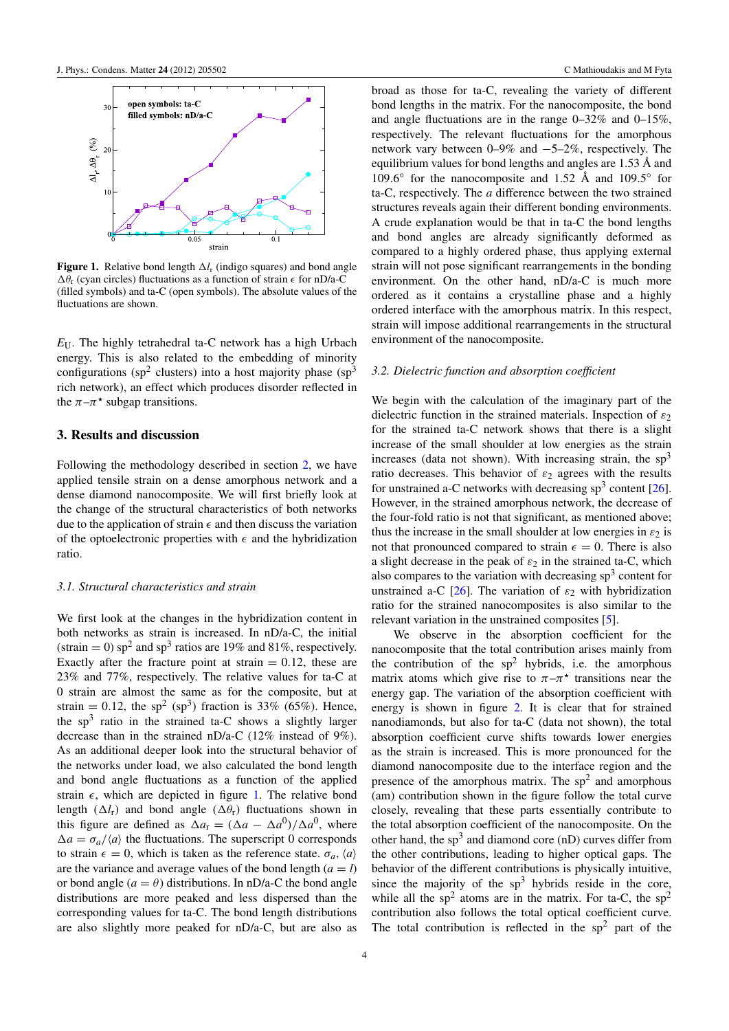**Figure 1.** Relative bond length $\Delta l_r$ (indigo squares) and bond angle $\Delta\theta_r$ (cyan circles) fluctuations as a function of strain $\epsilon$ for nD/a-C (filled symbols) and ta-C (open symbols). The absolute values of the fluctuations are shown.

$E_U$. The highly tetrahedral ta-C network has a high Urbach energy. This is also related to the embedding of minority configurations ($sp^2$ clusters) into a host majority phase ($sp^3$ rich network), an effect which produces disorder reflected in the $\pi$–$\pi^\star$ subgap transitions.

## 3. Results and discussion

Following the methodology described in section 2, we have applied tensile strain on a dense amorphous network and a dense diamond nanocomposite. We will first briefly look at the change of the structural characteristics of both networks due to the application of strain $\epsilon$ and then discuss the variation of the optoelectronic properties with $\epsilon$ and the hybridization ratio.

### 3.1. Structural characteristics and strain

We first look at the changes in the hybridization content in both networks as strain is increased. In nD/a-C, the initial (strain = 0) $sp^2$ and $sp^3$ ratios are 19% and 81%, respectively. Exactly after the fracture point at strain = 0.12, these are 23% and 77%, respectively. The relative values for ta-C at 0 strain are almost the same as for the composite, but at strain = 0.12, the $sp^2$ ($sp^3$) fraction is 33% (65%). Hence, the $sp^3$ ratio in the strained ta-C shows a slightly larger decrease than in the strained nD/a-C (12% instead of 9%). As an additional deeper look into the structural behavior of the networks under load, we also calculated the bond length and bond angle fluctuations as a function of the applied strain $\epsilon$, which are depicted in figure 1. The relative bond length ($\Delta l_r$) and bond angle ($\Delta\theta_r$) fluctuations shown in this figure are defined as $\Delta a_r = (\Delta a - \Delta a^0)/\Delta a^0$, where $\Delta a = \sigma_a/\langle a\rangle$ the fluctuations. The superscript 0 corresponds to strain $\epsilon = 0$, which is taken as the reference state. $\sigma_a$, $\langle a\rangle$ are the variance and average values of the bond length ($a = l$) or bond angle ($a = \theta$) distributions. In nD/a-C the bond angle distributions are more peaked and less dispersed than the corresponding values for ta-C. The bond length distributions are also slightly more peaked for nD/a-C, but are also as broad as those for ta-C, revealing the variety of different bond lengths in the matrix. For the nanocomposite, the bond and angle fluctuations are in the range 0–32% and 0–15%, respectively. The relevant fluctuations for the amorphous network vary between 0–9% and −5–2%, respectively. The equilibrium values for bond lengths and angles are 1.53 Å and 109.6° for the nanocomposite and 1.52 Å and 109.5° for ta-C, respectively. The $a$ difference between the two strained structures reveals again their different bonding environments. A crude explanation would be that in ta-C the bond lengths and bond angles are already significantly deformed as compared to a highly ordered phase, thus applying external strain will not pose significant rearrangements in the bonding environment. On the other hand, nD/a-C is much more ordered as it contains a crystalline phase and a highly ordered interface with the amorphous matrix. In this respect, strain will impose additional rearrangements in the structural environment of the nanocomposite.

### 3.2. Dielectric function and absorption coefficient

We begin with the calculation of the imaginary part of the dielectric function in the strained materials. Inspection of $\varepsilon_2$ for the strained ta-C network shows that there is a slight increase of the small shoulder at low energies as the strain increases (data not shown). With increasing strain, the $sp^3$ ratio decreases. This behavior of $\varepsilon_2$ agrees with the results for unstrained a-C networks with decreasing $sp^3$ content [26]. However, in the strained amorphous network, the decrease of the four-fold ratio is not that significant, as mentioned above; thus the increase in the small shoulder at low energies in $\varepsilon_2$ is not that pronounced compared to strain $\epsilon = 0$. There is also a slight decrease in the peak of $\varepsilon_2$ in the strained ta-C, which also compares to the variation with decreasing $sp^3$ content for unstrained a-C [26]. The variation of $\varepsilon_2$ with hybridization ratio for the strained nanocomposites is also similar to the relevant variation in the unstrained composites [5].

We observe in the absorption coefficient for the nanocomposite that the total contribution arises mainly from the contribution of the $sp^2$ hybrids, i.e. the amorphous matrix atoms which give rise to $\pi$–$\pi^\star$ transitions near the energy gap. The variation of the absorption coefficient with energy is shown in figure 2. It is clear that for strained nanodiamonds, but also for ta-C (data not shown), the total absorption coefficient curve shifts towards lower energies as the strain is increased. This is more pronounced for the diamond nanocomposite due to the interface region and the presence of the amorphous matrix. The $sp^2$ and amorphous (am) contribution shown in the figure follow the total curve closely, revealing that these parts essentially contribute to the total absorption coefficient of the nanocomposite. On the other hand, the $sp^3$ and diamond core (nD) curves differ from the other contributions, leading to higher optical gaps. The behavior of the different contributions is physically intuitive, since the majority of the $sp^3$ hybrids reside in the core, while all the $sp^2$ atoms are in the matrix. For ta-C, the $sp^2$ contribution also follows the total optical coefficient curve. The total contribution is reflected in the $sp^2$ part of the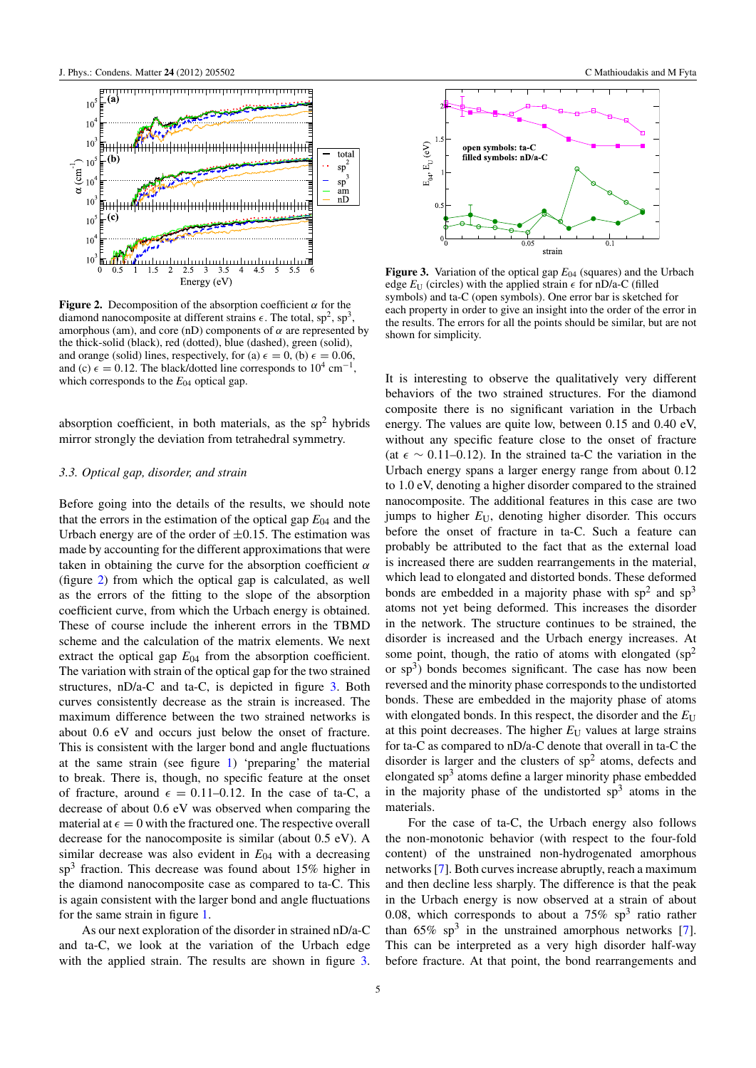**Figure 2.** Decomposition of the absorption coefficient $\alpha$ for the diamond nanocomposite at different strains $\epsilon$. The total, sp$^2$, sp$^3$, amorphous (am), and core (nD) components of $\alpha$ are represented by the thick-solid (black), red (dotted), blue (dashed), green (solid), and orange (solid) lines, respectively, for (a) $\epsilon = 0$, (b) $\epsilon = 0.06$, and (c) $\epsilon = 0.12$. The black/dotted line corresponds to $10^4$ cm$^{-1}$, which corresponds to the $E_{04}$ optical gap.

absorption coefficient, in both materials, as the sp$^2$ hybrids mirror strongly the deviation from tetrahedral symmetry.

### 3.3. Optical gap, disorder, and strain

Before going into the details of the results, we should note that the errors in the estimation of the optical gap $E_{04}$ and the Urbach energy are of the order of $\pm 0.15$. The estimation was made by accounting for the different approximations that were taken in obtaining the curve for the absorption coefficient $\alpha$ (figure 2) from which the optical gap is calculated, as well as the errors of the fitting to the slope of the absorption coefficient curve, from which the Urbach energy is obtained. These of course include the inherent errors in the TBMD scheme and the calculation of the matrix elements. We next extract the optical gap $E_{04}$ from the absorption coefficient. The variation with strain of the optical gap for the two strained structures, nD/a-C and ta-C, is depicted in figure 3. Both curves consistently decrease as the strain is increased. The maximum difference between the two strained networks is about 0.6 eV and occurs just below the onset of fracture. This is consistent with the larger bond and angle fluctuations at the same strain (see figure 1) 'preparing' the material to break. There is, though, no specific feature at the onset of fracture, around $\epsilon = 0.11$–$0.12$. In the case of ta-C, a decrease of about 0.6 eV was observed when comparing the material at $\epsilon = 0$ with the fractured one. The respective overall decrease for the nanocomposite is similar (about 0.5 eV). A similar decrease was also evident in $E_{04}$ with a decreasing sp$^3$ fraction. This decrease was found about 15% higher in the diamond nanocomposite case as compared to ta-C. This is again consistent with the larger bond and angle fluctuations for the same strain in figure 1.

As our next exploration of the disorder in strained nD/a-C and ta-C, we look at the variation of the Urbach edge with the applied strain. The results are shown in figure 3.

**Figure 3.** Variation of the optical gap $E_{04}$ (squares) and the Urbach edge $E_U$ (circles) with the applied strain $\epsilon$ for nD/a-C (filled symbols) and ta-C (open symbols). One error bar is sketched for each property in order to give an insight into the order of the error in the results. The errors for all the points should be similar, but are not shown for simplicity.

It is interesting to observe the qualitatively very different behaviors of the two strained structures. For the diamond composite there is no significant variation in the Urbach energy. The values are quite low, between 0.15 and 0.40 eV, without any specific feature close to the onset of fracture (at $\epsilon \sim 0.11$–$0.12$). In the strained ta-C the variation in the Urbach energy spans a larger energy range from about 0.12 to 1.0 eV, denoting a higher disorder compared to the strained nanocomposite. The additional features in this case are two jumps to higher $E_U$, denoting higher disorder. This occurs before the onset of fracture in ta-C. Such a feature can probably be attributed to the fact that as the external load is increased there are sudden rearrangements in the material, which lead to elongated and distorted bonds. These deformed bonds are embedded in a majority phase with sp$^2$ and sp$^3$ atoms not yet being deformed. This increases the disorder in the network. The structure continues to be strained, the disorder is increased and the Urbach energy increases. At some point, though, the ratio of atoms with elongated (sp$^2$ or sp$^3$) bonds becomes significant. The case has now been reversed and the minority phase corresponds to the undistorted bonds. These are embedded in the majority phase of atoms with elongated bonds. In this respect, the disorder and the $E_U$ at this point decreases. The higher $E_U$ values at large strains for ta-C as compared to nD/a-C denote that overall in ta-C the disorder is larger and the clusters of sp$^2$ atoms, defects and elongated sp$^3$ atoms define a larger minority phase embedded in the majority phase of the undistorted sp$^3$ atoms in the materials.

For the case of ta-C, the Urbach energy also follows the non-monotonic behavior (with respect to the four-fold content) of the unstrained non-hydrogenated amorphous networks [7]. Both curves increase abruptly, reach a maximum and then decline less sharply. The difference is that the peak in the Urbach energy is now observed at a strain of about 0.08, which corresponds to about a 75% sp$^3$ ratio rather than 65% sp$^3$ in the unstrained amorphous networks [7]. This can be interpreted as a very high disorder half-way before fracture. At that point, the bond rearrangements and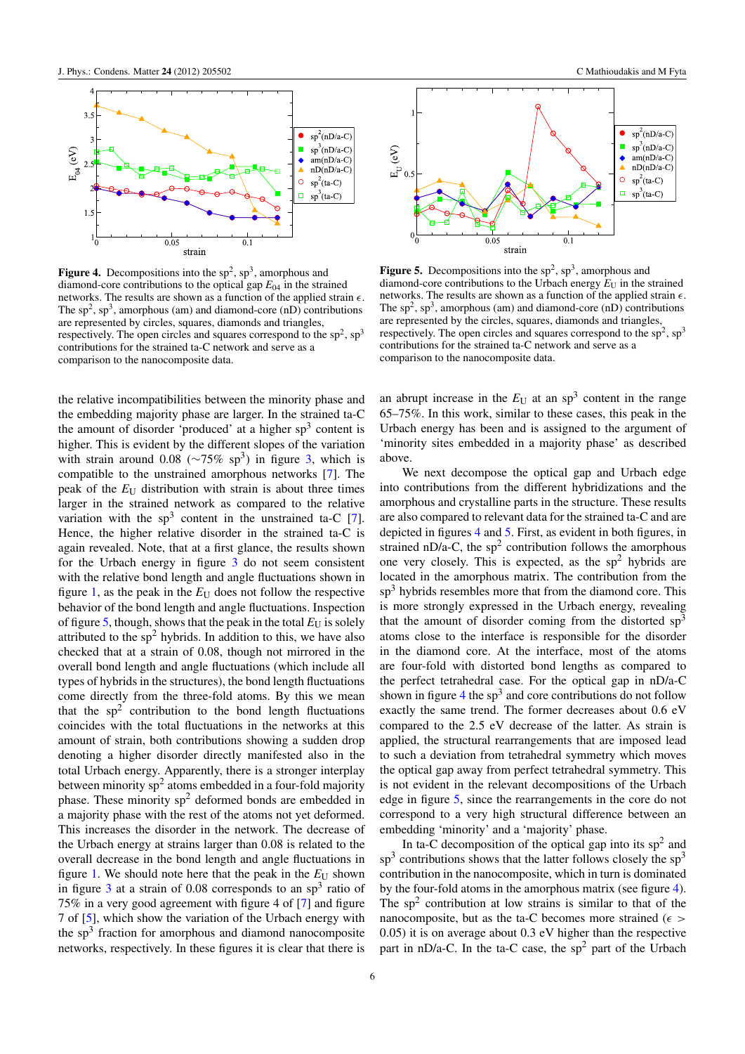**Figure 4.** Decompositions into the $sp^2$, $sp^3$, amorphous and diamond-core contributions to the optical gap $E_{04}$ in the strained networks. The results are shown as a function of the applied strain $\epsilon$. The $sp^2$, $sp^3$, amorphous (am) and diamond-core (nD) contributions are represented by circles, squares, diamonds and triangles, respectively. The open circles and squares correspond to the $sp^2$, $sp^3$ contributions for the strained ta-C network and serve as a comparison to the nanocomposite data.

**Figure 5.** Decompositions into the $sp^2$, $sp^3$, amorphous and diamond-core contributions to the Urbach energy $E_U$ in the strained networks. The results are shown as a function of the applied strain $\epsilon$. The $sp^2$, $sp^3$, amorphous (am) and diamond-core (nD) contributions are represented by circles, squares, diamonds and triangles, respectively. The open circles and squares correspond to the $sp^2$, $sp^3$ contributions for the strained ta-C network and serve as a comparison to the nanocomposite data.

the relative incompatibilities between the minority phase and the embedding majority phase are larger. In the strained ta-C the amount of disorder 'produced' at a higher $sp^3$ content is higher. This is evident by the different slopes of the variation with strain around 0.08 ($\sim$75% $sp^3$) in figure 3, which is compatible to the unstrained amorphous networks [7]. The peak of the $E_U$ distribution with strain is about three times larger in the strained network as compared to the relative variation with the $sp^3$ content in the unstrained ta-C [7]. Hence, the higher relative disorder in the strained ta-C is again revealed. Note, that at a first glance, the results shown for the Urbach energy in figure 3 do not seem consistent with the relative bond length and angle fluctuations shown in figure 1, as the peak in the $E_U$ does not follow the respective behavior of the bond length and angle fluctuations. Inspection of figure 5, though, shows that the peak in the total $E_U$ is solely attributed to the $sp^2$ hybrids. In addition to this, we have also checked that at a strain of 0.08, though not mirrored in the overall bond length and angle fluctuations (which include all types of hybrids in the structures), the bond length fluctuations come directly from the three-fold atoms. By this we mean that the $sp^2$ contribution to the bond length fluctuations coincides with the total fluctuations in the networks at this amount of strain, both contributions showing a sudden drop denoting a higher disorder directly manifested also in the total Urbach energy. Apparently, there is a stronger interplay between minority $sp^2$ atoms embedded in a four-fold majority phase. These minority $sp^2$ deformed bonds are embedded in a majority phase with the rest of the atoms not yet deformed. This increases the disorder in the network. The decrease of the Urbach energy at strains larger than 0.08 is related to the overall decrease in the bond length and angle fluctuations in figure 1. We should note here that the peak in the $E_U$ shown in figure 3 at a strain of 0.08 corresponds to an $sp^3$ ratio of 75% in a very good agreement with figure 4 of [7] and figure 7 of [5], which show the variation of the Urbach energy with the $sp^3$ fraction for amorphous and diamond nanocomposite networks, respectively. In these figures it is clear that there is an abrupt increase in the $E_U$ at an $sp^3$ content in the range 65–75%. In this work, similar to these cases, this peak in the Urbach energy has been and is assigned to the argument of 'minority sites embedded in a majority phase' as described above.

We next decompose the optical gap and Urbach edge into contributions from the different hybridizations and the amorphous and crystalline parts in the structure. These results are also compared to relevant data for the strained ta-C and are depicted in figures 4 and 5. First, as evident in both figures, in strained nD/a-C, the $sp^2$ contribution follows the amorphous one very closely. This is expected, as the $sp^2$ hybrids are located in the amorphous matrix. The contribution from the $sp^3$ hybrids resembles more that from the diamond core. This is more strongly expressed in the Urbach energy, revealing that the amount of disorder coming from the distorted $sp^3$ atoms close to the interface is responsible for the disorder in the diamond core. At the interface, most of the atoms are four-fold with distorted bond lengths as compared to the perfect tetrahedral case. For the optical gap in nD/a-C shown in figure 4 the $sp^3$ and core contributions do not follow exactly the same trend. The former decreases about 0.6 eV compared to the 2.5 eV decrease of the latter. As strain is applied, the structural rearrangements that are imposed lead to such a deviation from tetrahedral symmetry which moves the optical gap away from perfect tetrahedral symmetry. This is not evident in the relevant decompositions of the Urbach edge in figure 5, since the rearrangements in the core do not correspond to a very high structural difference between an embedding 'minority' and a 'majority' phase.

In ta-C decomposition of the optical gap into its $sp^2$ and $sp^3$ contributions shows that the latter follows closely the $sp^3$ contribution in the nanocomposite, which in turn is dominated by the four-fold atoms in the amorphous matrix (see figure 4). The $sp^2$ contribution at low strains is similar to that of the nanocomposite, but as the ta-C becomes more strained ($\epsilon >$ 0.05) it is on average about 0.3 eV higher than the respective part in nD/a-C. In the ta-C case, the $sp^2$ part of the Urbach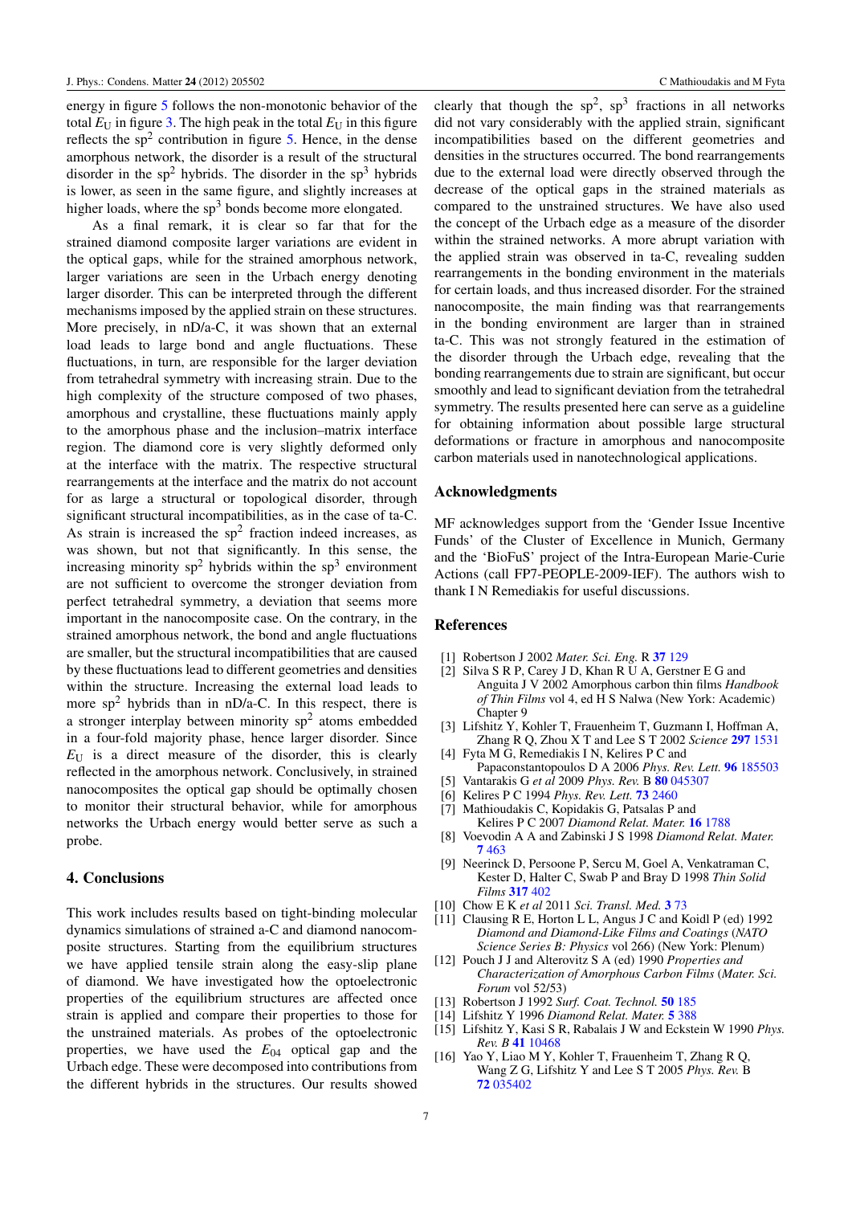energy in figure 5 follows the non-monotonic behavior of the total $E_U$ in figure 3. The high peak in the total $E_U$ in this figure reflects the $sp^2$ contribution in figure 5. Hence, in the dense amorphous network, the disorder is a result of the structural disorder in the $sp^2$ hybrids. The disorder in the $sp^3$ hybrids is lower, as seen in the same figure, and slightly increases at higher loads, where the $sp^3$ bonds become more elongated.

As a final remark, it is clear so far that for the strained diamond composite larger variations are evident in the optical gaps, while for the strained amorphous network, larger variations are seen in the Urbach energy denoting larger disorder. This can be interpreted through the different mechanisms imposed by the applied strain on these structures. More precisely, in nD/a-C, it was shown that an external load leads to large bond and angle fluctuations. These fluctuations, in turn, are responsible for the larger deviation from tetrahedral symmetry with increasing strain. Due to the high complexity of the structure composed of two phases, amorphous and crystalline, these fluctuations mainly apply to the amorphous phase and the inclusion–matrix interface region. The diamond core is very slightly deformed only at the interface with the matrix. The respective structural rearrangements at the interface and the matrix do not account for as large a structural or topological disorder, through significant structural incompatibilities, as in the case of ta-C. As strain is increased the $sp^2$ fraction indeed increases, as was shown, but not that significantly. In this sense, the increasing minority $sp^2$ hybrids within the $sp^3$ environment are not sufficient to overcome the stronger deviation from perfect tetrahedral symmetry, a deviation that seems more important in the nanocomposite case. On the contrary, in the strained amorphous network, the bond and angle fluctuations are smaller, but the structural incompatibilities that are caused by these fluctuations lead to different geometries and densities within the structure. Increasing the external load leads to more $sp^2$ hybrids than in nD/a-C. In this respect, there is a stronger interplay between minority $sp^2$ atoms embedded in a four-fold majority phase, hence larger disorder. Since $E_U$ is a direct measure of the disorder, this is clearly reflected in the amorphous network. Conclusively, in strained nanocomposites the optical gap should be optimally chosen to monitor their structural behavior, while for amorphous networks the Urbach energy would better serve as such a probe.

## 4. Conclusions

This work includes results based on tight-binding molecular dynamics simulations of strained a-C and diamond nanocomposite structures. Starting from the equilibrium structures we have applied tensile strain along the easy-slip plane of diamond. We have investigated how the optoelectronic properties of the equilibrium structures are affected once strain is applied and compare their properties to those for the unstrained materials. As probes of the optoelectronic properties, we have used the $E_{04}$ optical gap and the Urbach edge. These were decomposed into contributions from the different hybrids in the structures. Our results showed clearly that though the $sp^2$, $sp^3$ fractions in all networks did not vary considerably with the applied strain, significant incompatibilities based on the different geometries and densities in the structures occurred. The bond rearrangements due to the external load were directly observed through the decrease of the optical gaps in the strained materials as compared to the unstrained structures. We have also used the concept of the Urbach edge as a measure of the disorder within the strained networks. A more abrupt variation with the applied strain was observed in ta-C, revealing sudden rearrangements in the bonding environment in the materials for certain loads, and thus increased disorder. For the strained nanocomposite, the main finding was that rearrangements in the bonding environment are larger than in strained ta-C. This was not strongly featured in the estimation of the disorder through the Urbach edge, revealing that the bonding rearrangements due to strain are significant, but occur smoothly and lead to significant deviation from the tetrahedral symmetry. The results presented here can serve as a guideline for obtaining information about possible large structural deformations or fracture in amorphous and nanocomposite carbon materials used in nanotechnological applications.

## Acknowledgments

MF acknowledges support from the 'Gender Issue Incentive Funds' of the Cluster of Excellence in Munich, Germany and the 'BioFuS' project of the Intra-European Marie-Curie Actions (call FP7-PEOPLE-2009-IEF). The authors wish to thank I N Remediakis for useful discussions.

## References

- [1] Robertson J 2002 *Mater. Sci. Eng.* R **37** 129
- [2] Silva S R P, Carey J D, Khan R U A, Gerstner E G and Anguita J V 2002 Amorphous carbon thin films *Handbook of Thin Films* vol 4, ed H S Nalwa (New York: Academic) Chapter 9
- [3] Lifshitz Y, Kohler T, Frauenheim T, Guzmann I, Hoffman A, Zhang R Q, Zhou X T and Lee S T 2002 *Science* **297** 1531
- [4] Fyta M G, Remediakis I N, Kelires P C and Papaconstantopoulos D A 2006 *Phys. Rev. Lett.* **96** 185503
- [5] Vantarakis G *et al* 2009 *Phys. Rev.* B **80** 045307
- [6] Kelires P C 1994 *Phys. Rev. Lett.* **73** 2460
- [7] Mathioudakis C, Kopidakis G, Patsalas P and Kelires P C 2007 *Diamond Relat. Mater.* **16** 1788
- [8] Voevodin A A and Zabinski J S 1998 *Diamond Relat. Mater.* **7** 463
- [9] Neerinck D, Persoone P, Sercu M, Goel A, Venkatraman C, Kester D, Halter C, Swab P and Bray D 1998 *Thin Solid Films* **317** 402
- [10] Chow E K *et al* 2011 *Sci. Transl. Med.* **3** 73
- [11] Clausing R E, Horton L L, Angus J C and Koidl P (ed) 1992 *Diamond and Diamond-Like Films and Coatings* (*NATO Science Series B: Physics* vol 266) (New York: Plenum)
- [12] Pouch J J and Alterovitz S A (ed) 1990 *Properties and Characterization of Amorphous Carbon Films* (*Mater. Sci. Forum* vol 52/53)
- [13] Robertson J 1992 *Surf. Coat. Technol.* **50** 185
- [14] Lifshitz Y 1996 *Diamond Relat. Mater.* **5** 388
- [15] Lifshitz Y, Kasi S R, Rabalais J W and Eckstein W 1990 *Phys. Rev.* B **41** 10468
- [16] Yao Y, Liao M Y, Kohler T, Frauenheim T, Zhang R Q, Wang Z G, Lifshitz Y and Lee S T 2005 *Phys. Rev.* B **72** 035402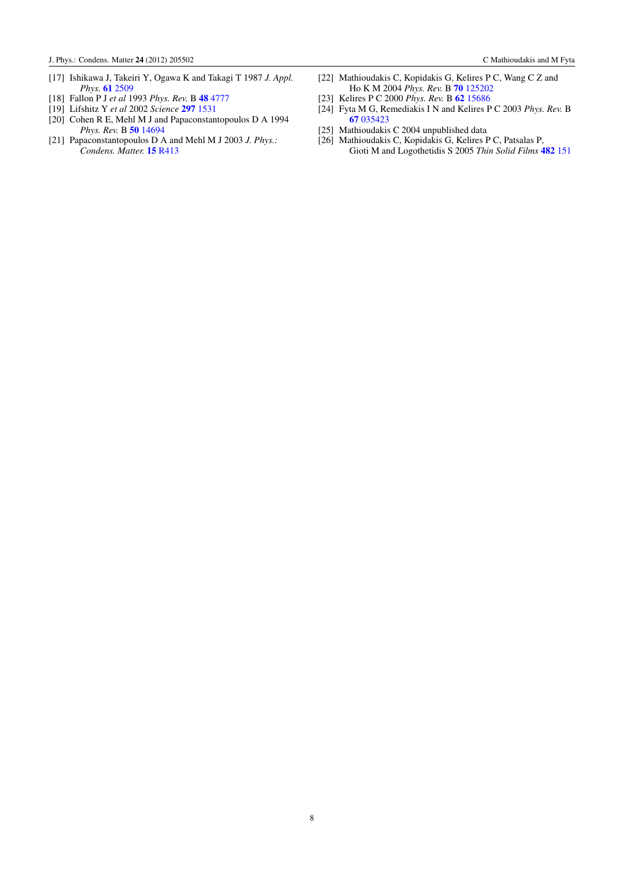[17] Ishikawa J, Takeiri Y, Ogawa K and Takagi T 1987 *J. Appl. Phys.* **61** 2509

[18] Fallon P J *et al* 1993 *Phys. Rev.* B **48** 4777

[19] Lifshitz Y *et al* 2002 *Science* **297** 1531

[20] Cohen R E, Mehl M J and Papaconstantopoulos D A 1994 *Phys. Rev.* B **50** 14694

[21] Papaconstantopoulos D A and Mehl M J 2003 *J. Phys.: Condens. Matter.* **15** R413

[22] Mathioudakis C, Kopidakis G, Kelires P C, Wang C Z and Ho K M 2004 *Phys. Rev.* B **70** 125202

[23] Kelires P C 2000 *Phys. Rev.* B **62** 15686

[24] Fyta M G, Remediakis I N and Kelires P C 2003 *Phys. Rev.* B **67** 035423

[25] Mathioudakis C 2004 unpublished data

[26] Mathioudakis C, Kopidakis G, Kelires P C, Patsalas P, Gioti M and Logothetidis S 2005 *Thin Solid Films* **482** 151